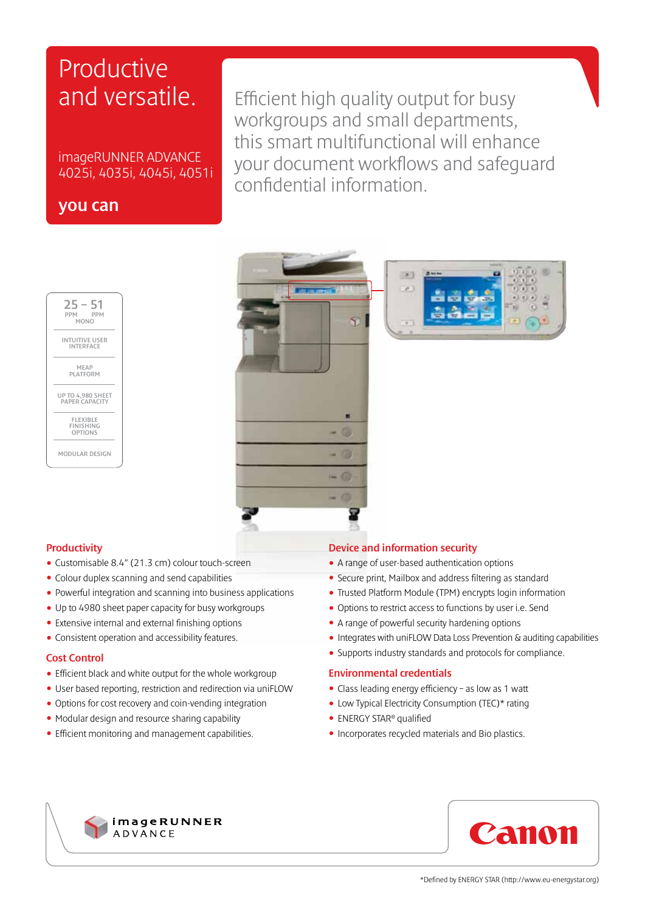# Productive and versatile.

imageRUNNER ADVANCE 4025i, 4035i, 4045i, 4051i

**you can**

Efficient high quality output for busy workgroups and small departments, this smart multifunctional will enhance your document workflows and safeguard confidential information.

25 – 51 PPM MONO

INTUITIVE USER INTERFACE

MEAP PLATFORM

UP TO 4,980 SHEET PAPER CAPACITY

FLEXIBLE FINISHING OPTIONS

MODULAR DESIGN

## Productivity

- Customisable 8.4" (21.3 cm) colour touch-screen
- Colour duplex scanning and send capabilities
- Powerful integration and scanning into business applications
- Up to 4980 sheet paper capacity for busy workgroups
- Extensive internal and external finishing options
- Consistent operation and accessibility features.

## Cost Control

- Efficient black and white output for the whole workgroup
- User based reporting, restriction and redirection via uniFLOW
- Options for cost recovery and coin-vending integration
- Modular design and resource sharing capability
- Efficient monitoring and management capabilities.

## Device and information security

- A range of user-based authentication options
- Secure print, Mailbox and address filtering as standard
- Trusted Platform Module (TPM) encrypts login information
- Options to restrict access to functions by user i.e. Send
- A range of powerful security hardening options
- Integrates with uniFLOW Data Loss Prevention & auditing capabilities
- Supports industry standards and protocols for compliance.

## Environmental credentials

- Class leading energy efficiency – as low as 1 watt
- Low Typical Electricity Consumption (TEC)* rating
- ENERGY STAR® qualified
- Incorporates recycled materials and Bio plastics.

imageRUNNER ADVANCE

Canon

*Defined by ENERGY STAR (http://www.eu-energystar.org)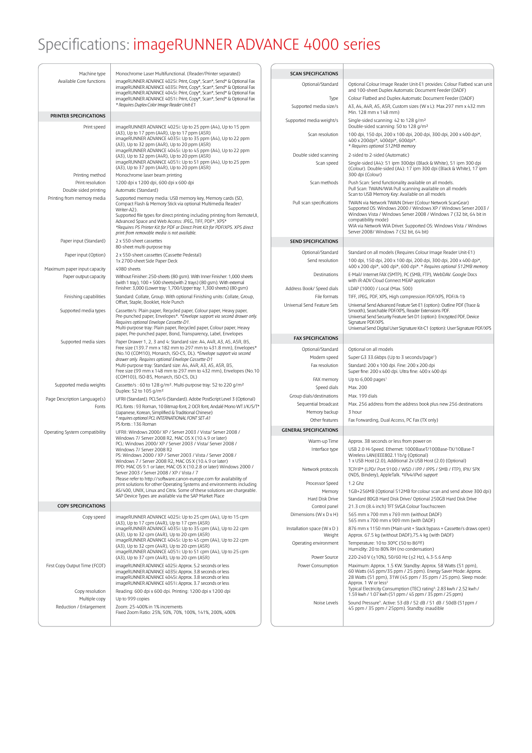# Specifications: imageRUNNER ADVANCE 4000 series

| | |
|---|---|
| Machine type | Monochrome Laser Multifunctional. (Reader/Printer separated) |
| Available Core functions | imageRUNNER ADVANCE 4025i: Print, Copy*, Scan*, Send* & Optional Fax<br>imageRUNNER ADVANCE 4035i: Print, Copy*, Scan*, Send* & Optional Fax<br>imageRUNNER ADVANCE 4045i: Print, Copy*, Scan*, Send* & Optional Fax<br>imageRUNNER ADVANCE 4051i: Print, Copy*, Scan*, Send* & Optional Fax<br>*\* Requires Duplex Color Image Reader Unit-E1* |
| **PRINTER SPECIFICATIONS** | |
| Print speed | imageRUNNER ADVANCE 4025i: Up to 25 ppm (A4), Up to 15 ppm (A3), Up to 17 ppm (A4R), Up to 17 ppm (A5R)<br>imageRUNNER ADVANCE 4035i: Up to 35 ppm (A4), Up to 22 ppm (A3), Up to 32 ppm (A4R), Up to 20 ppm (A5R)<br>imageRUNNER ADVANCE 4045i: Up to 45 ppm (A4), Up to 22 ppm (A3), Up to 32 ppm (A4R), Up to 20 ppm (A5R)<br>imageRUNNER ADVANCE 4051i: Up to 51 ppm (A4), Up to 25 ppm (A3), Up to 37 ppm (A4R), Up to 20 ppm (A5R) |
| Printing method | Monochrome laser beam printing |
| Print resolution | 1200 dpi x 1200 dpi, 600 dpi x 600 dpi |
| Double sided printing | Automatic (Standard) |
| Printing from memory media | Supported memory media: USB memory key, Memory cards (SD, Compact Flash & Memory Stick via optional Multimedia Reader/ Writer-A2).<br>Supported file types for direct printing including printing from RemoteUI, Advanced Space and Web Access: JPEG, TIFF, PDF*, XPS*<br>*\*Requires PS Printer Kit for PDF or Direct Print Kit for PDF/XPS. XPS direct print from removable media is not available.* |
| Paper input (Standard) | 2 x 550-sheet cassettes<br>80-sheet multi-purpose tray |
| Paper input (Option) | 2 x 550-sheet cassettes (Cassette Pedestal)<br>1x 2700-sheet Side Paper Deck |
| Maximum paper input capacity | 4980 sheets |
| Paper output capacity | Without Finisher: 250-sheets (80 gsm). With Inner Finisher: 1,000 sheets (with 1 tray), 100 + 500 sheets(with 2 trays) (80 gsm). With external Finisher: 3,000 (Lower tray: 1,700/Upper tray: 1,300 sheets) (80 gsm) |
| Finishing capabilities | Standard: Collate, Group. With optional Finishing units: Collate, Group, Offset, Staple, Booklet, Hole Punch |
| Supported media types | Cassette/s: Plain paper, Recycled paper, Colour paper, Heavy paper, Pre-punched paper, Envelopes*. *\*Envelope support via second drawer only. Requires optional Envelope Cassette-D1.*<br>Multi-purpose tray: Plain paper, Recycled paper, Colour paper, Heavy paper, Pre-punched paper, Bond, Transparency, Label, Envelopes |
| Supported media sizes | Paper Drawer 1, 2, 3 and 4: Standard size: A4, A4R, A3, A5, A5R, B5, Free size (139.7 mm x 182 mm to 297 mm to 431.8 mm), Envelopes* (No.10 (COM10), Monarch, ISO-C5, DL). *\*Envelope support via second drawer only. Requires optional Envelope Cassette-D1*<br>Multi-purpose tray: Standard size: A4, A4R, A3, A5, A5R, B5, Free size (99 mm x 148 mm to 297 mm to 432 mm), Envelopes (No.10 (COM10)), ISO-B5, Monarch, ISO-C5, DL) |
| Supported media weights | Cassette/s : 60 to 128 g/m². Multi-purpose tray: 52 to 220 g/m²<br>Duplex: 52 to 105 g/m² |
| Page Description Language(s) | UFRII (Standard). PCL5e/6 (Standard). Adobe PostScript Level 3 (Optional) |
| Fonts | PCL fonts : 93 Roman, 10 Bitmap font, 2 OCR font, Andalé Mono WT J/K/S/T* (Japanese, Korean, Simplified & Traditional Chinese)<br>*\* requires optional PCL INTERNATIONAL FONT SET-A1*<br>PS fonts : 136 Roman |
| Operating System compatibility | UFRII: Windows 2000/ XP / Server 2003 / Vista/ Server 2008 / Windows 7/ Server 2008 R2, MAC OS X (10.4.9 or later)<br>PCL: Windows 2000/ XP / Server 2003 / Vista/ Server 2008 / Windows 7/ Server 2008 R2<br>PS: Windows 2000 / XP / Server 2003 / Vista / Server 2008 / Windows 7 / Server 2008 R2, MAC OS X (10.4.9 or later)<br>PPD: MAC OS 9.1 or later, MAC OS X (10.2.8 or later) Windows 2000 / Server 2003 / Server 2008 / XP / Vista / 7<br>Please refer to http://software.canon-europe.com for availability of print solutions for other Operating Systems and environments including AS/400, UNIX, Linux and Citrix. Some of these solutions are chargeable. SAP Device Types are available via the SAP Market Place |
| **COPY SPECIFICATIONS** | |
| Copy speed | imageRUNNER ADVANCE 4025i: Up to 25 cpm (A4), Up to 15 cpm (A3), Up to 17 cpm (A4R), Up to 17 cpm (A5R)<br>imageRUNNER ADVANCE 4035i: Up to 35 cpm (A4), Up to 22 cpm (A3), Up to 32 cpm (A4R), Up to 20 cpm (A5R)<br>imageRUNNER ADVANCE 4045i: Up to 45 cpm (A4), Up to 22 cpm (A3), Up to 32 cpm (A4R), Up to 20 cpm (A5R)<br>imageRUNNER ADVANCE 4051i: Up to 51 cpm (A4), Up to 25 cpm (A3), Up to 37 cpm (A4R), Up to 20 cpm (A5R) |
| First Copy Output Time (FCOT) | imageRUNNER ADVANCE 4025i: Approx. 5.2 seconds or less<br>imageRUNNER ADVANCE 4035i: Approx. 3.8 seconds or less<br>imageRUNNER ADVANCE 4045i: Approx. 3.8 seconds or less<br>imageRUNNER ADVANCE 4051i: Approx. 3.7 seconds or less |
| Copy resolution | Reading: 600 dpi x 600 dpi. Printing: 1200 dpi x 1200 dpi |
| Multiple copy | Up to 999 copies |
| Reduction / Enlargement | Zoom: 25-400% in 1% increments<br>Fixed Zoom Ratio: 25%, 50%, 70%, 100%, 141%, 200%, 400% |

| | |
|---|---|
| **SCAN SPECIFICATIONS** | |
| Optional/Standard | Optional Colour Image Reader Unit-E1 provides: Colour Flatbed scan unit and 100-sheet Duplex Automatic Document Feeder (DADF) |
| Type | Colour Flatbed and Duplex Automatic Document Feeder (DADF) |
| Supported media size/s | A3, A4, A4R, A5, A5R, Custom sizes (W x L): Max 297 mm x 432 mm Min. 128 mm x 148 mm) |
| Supported media weight/s | Single-sided scanning: 42 to 128 g/m²<br>Double-sided scanning: 50 to 128 g/m² |
| Scan resolution | 100 dpi, 150 dpi, 200 x 100 dpi, 200 dpi, 300 dpi, 200 x 400 dpi*, 400 x 200dpi*, 400dpi*, 600dpi*.<br>*\* Requires optional 512MB memory* |
| Double sided scanning | 2-sided to 2-sided (Automatic) |
| Scan speed | Single-sided (A4): 51 ipm 300dpi (Black & White), 51 ipm 300 dpi (Colour). Double-sided (A4): 17 ipm 300 dpi (Black & White), 17 ipm 300 dpi (Colour) |
| Scan methods | Push Scan: Send functionality available on all models.<br>Pull Scan: TWAIN/WIA Pull scanning available on all models<br>Scan to USB Memory Key: Available on all models |
| Pull scan specifications | TWAIN via Network TWAIN Driver (Colour Network ScanGear)<br>Supported OS: Windows 2000 / Windows XP / Windows Server 2003 / Windows Vista / Windows Server 2008 / Windows 7 (32 bit, 64 bit in compatibility mode)<br>WIA via Network WIA Driver. Supported OS: Windows Vista / Windows Server 2008/ Windows 7 (32 bit, 64 bit) |
| **SEND SPECIFICATIONS** | |
| Optional/Standard | Standard on all models (Requires Colour Image Reader Unit-E1) |
| Send resolution | 100 dpi, 150 dpi, 200 x 100 dpi, 200 dpi, 300 dpi, 200 x 400 dpi*, 400 x 200 dpi*, 400 dpi*, 600 dpi*. *\* Requires optional 512MB memory* |
| Destinations | E-Mail/ Internet FAX (SMTP), PC (SMB, FTP), WebDAV. Google Docs with iR-ADV Cloud Connect MEAP application |
| Address Book/ Speed dials | LDAP (1000) / Local (Max. 500) |
| File formats | TIFF, JPEG, PDF, XPS, High compression PDF/XPS, PDF/A-1b |
| Universal Send Feature Sets | Universal Send Advanced Feature Set-E1 (option): Outline PDF (Trace & Smooth), Searchable PDF/XPS, Reader Extensions PDF.<br>Universal Send Security Feature Set-D1 (option): Encrypted PDF, Device Signature PDF/XPS.<br>Universal Send Digital User Signature Kit-C1 (option): User Signature PDF/XPS |
| **FAX SPECIFICATIONS** | |
| Optional/Standard | Optional on all models |
| Modem speed | Super G3 33.6kbps (Up to 3 seconds/page[1]) |
| Fax resolution | Standard: 200 x 100 dpi. Fine: 200 x 200 dpi<br>Super fine: 200 x 400 dpi. Ultra fine: 400 x 400 dpi |
| FAX memory | Up to 6,000 pages[1] |
| Speed dials | Max. 200 |
| Group dials/destinations | Max. 199 dials |
| Sequential broadcast | Max. 256 address from the address book plus new 256 destinations |
| Memory backup | 3 hour |
| Other features | Fax Forwarding, Dual Access, PC Fax (TX only) |
| **GENERAL SPECIFICATIONS** | |
| Warm-up Time | Approx. 38 seconds or less from power on |
| Interface type | USB 2.0 Hi-Speed. Ethernet: 1000BaseT/100Base-TX/10Base-T<br>Wireless LAN(IEEE802.11b/g (Optional)<br>1 x USB Host (2.0), Additional 2x USB Host (2.0) (Optional) |
| Network protocols | TCP/IP* (LPD/ Port 9100 / WSD / IPP / IPPS / SMB / FTP), IPX/ SPX (NDS, Bindery), AppleTalk. *\*IPv4/IPv6 support* |
| Processor Speed | 1.2 Ghz |
| Memory | 1GB+256MB (Optional 512MB for colour scan and send above 300 dpi) |
| Hard Disk Drive | Standard 80GB Hard Disk Drive/ Optional 250GB Hard Disk Drive |
| Control panel | 21.3 cm (8.4 inch) TFT SVGA Colour Touchscreen |
| Dimensions (W x D x H) | 565 mm x 700 mm x 769 mm (without DADF)<br>565 mm x 700 mm x 909 mm (with DADF) |
| Installation space (W x D ) | 876 mm x 1150 mm (Main unit + Stack bypass + Cassette/s draws open) |
| Weight | Approx. 67.5 kg (without DADF),75.4 kg (with DADF) |
| Operating environment | Temperature: 10 to 30ºC (50 to 86ºF)<br>Humidity: 20 to 80% RH (no condensation) |
| Power Source | 220-240 V (±10%), 50/60 Hz (±2 Hz), 4.3-5.6 Amp |
| Power Consumption | Maximum: Approx. 1.5 KW. Standby: Approx. 58 Watts (51 ppm), 60 Watts (45 ppm/35 ppm / 25 ppm). Energy Saver Mode: Approx. 28 Watts (51 ppm), 31W (45 ppm / 35 ppm / 25 ppm). Sleep mode: Approx. 1 W or less[2]<br>Typical Electricity Consumption (TEC) rating[3]: 2.83 kwh / 2.52 kwh / 1.59 kwh / 1.07 kwh (51 ppm / 45 ppm / 35 ppm / 25 ppm) |
| Noise Levels | Sound Pressure[4]. Active: 53 dB / 52 dB / 51 dB / 50dB (51ppm / 45 ppm / 35 ppm / 25ppm). Standby: inaudible |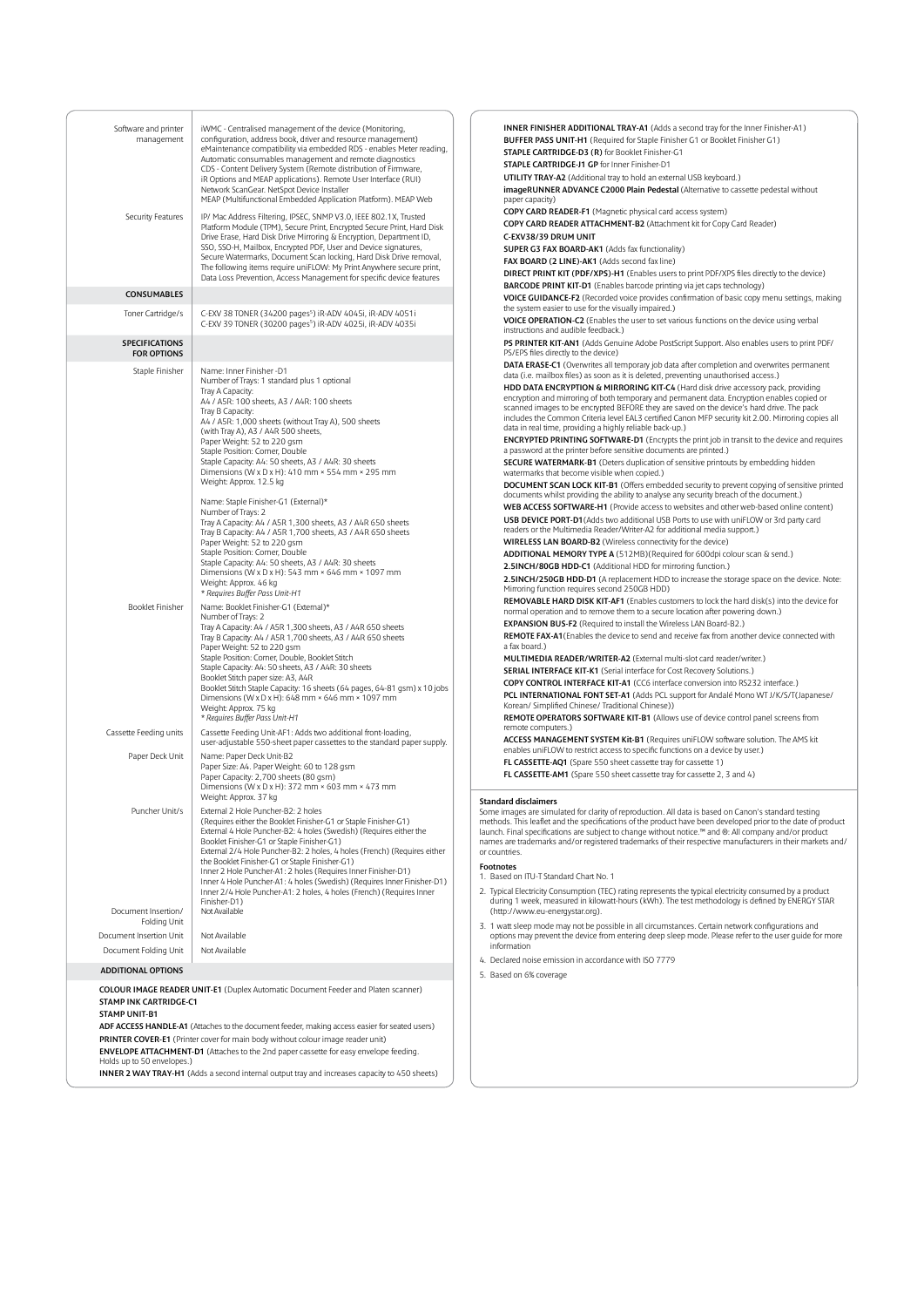| | |
|---|---|
| Software and printer management | iWMC - Centralised management of the device (Monitoring, configuration, address book, driver and resource management) eMaintenance compatibility via embedded RDS - enables Meter reading, Automatic consumables management and remote diagnostics CDS - Content Delivery System (Remote distribution of Firmware, iR Options and MEAP applications). Remote User Interface (RUI) Network ScanGear. NetSpot Device Installer MEAP (Multifunctional Embedded Application Platform). MEAP Web |
| Security Features | IP/ Mac Address Filtering, IPSEC, SNMP V3.0, IEEE 802.1X, Trusted Platform Module (TPM), Secure Print, Encrypted Secure Print, Hard Disk Drive Erase, Hard Disk Drive Mirroring & Encryption, Department ID, SSO, SSO-H, Mailbox, Encrypted PDF, User and Device signatures, Secure Watermarks, Document Scan locking, Hard Disk Drive removal, The following items require uniFLOW: My Print Anywhere secure print, Data Loss Prevention, Access Management for specific device features |
| **CONSUMABLES** | |
| Toner Cartridge/s | C-EXV 38 TONER (34200 pages[5]) iR-ADV 4045i, iR-ADV 4051i<br>C-EXV 39 TONER (30200 pages[5]) iR-ADV 4025i, iR-ADV 4035i |
| **SPECIFICATIONS FOR OPTIONS** | |
| Staple Finisher | Name: Inner Finisher -D1<br>Number of Trays: 1 standard plus 1 optional<br>Tray A Capacity:<br>A4 / A5R: 100 sheets, A3 / A4R: 100 sheets<br>Tray B Capacity:<br>A4 / A5R: 1,000 sheets (without Tray A), 500 sheets (with Tray A), A3 / A4R 500 sheets,<br>Paper Weight: 52 to 220 gsm<br>Staple Position: Corner, Double<br>Staple Capacity: A4: 50 sheets, A3 / A4R: 30 sheets<br>Dimensions (W x D x H): 410 mm × 554 mm × 295 mm<br>Weight: Approx. 12.5 kg<br><br>Name: Staple Finisher-G1 (External)*<br>Number of Trays: 2<br>Tray A Capacity: A4 / A5R 1,300 sheets, A3 / A4R 650 sheets<br>Tray B Capacity: A4 / A5R 1,700 sheets, A3 / A4R 650 sheets<br>Paper Weight: 52 to 220 gsm<br>Staple Position: Corner, Double<br>Staple Capacity: A4: 50 sheets, A3 / A4R: 30 sheets<br>Dimensions (W x D x H): 543 mm × 646 mm × 1097 mm<br>Weight: Approx. 46 kg<br>*Requires Buffer Pass Unit-H1* |
| Booklet Finisher | Name: Booklet Finisher-G1 (External)*<br>Number of Trays: 2<br>Tray A Capacity: A4 / A5R 1,300 sheets, A3 / A4R 650 sheets<br>Tray B Capacity: A4 / A5R 1,700 sheets, A3 / A4R 650 sheets<br>Paper Weight: 52 to 220 gsm<br>Staple Position: Corner, Double, Booklet Stitch<br>Staple Capacity: A4: 50 sheets, A3 / A4R: 30 sheets<br>Booklet Stitch paper size: A3, A4R<br>Booklet Stitch Staple Capacity: 16 sheets (64 pages, 64-81 gsm) x 10 jobs<br>Dimensions (W x D x H): 648 mm × 646 mm × 1097 mm<br>Weight: Approx. 75 kg<br>*Requires Buffer Pass Unit-H1* |
| Cassette Feeding units | Cassette Feeding Unit-AF1: Adds two additional front-loading, user-adjustable 550-sheet paper cassettes to the standard paper supply. |
| Paper Deck Unit | Name: Paper Deck Unit-B2<br>Paper Size: A4. Paper Weight: 60 to 128 gsm<br>Paper Capacity: 2,700 sheets (80 gsm)<br>Dimensions (W x D x H): 372 mm × 603 mm × 473 mm<br>Weight: Approx. 37 kg |
| Puncher Unit/s | External 2 Hole Puncher-B2: 2 holes (Requires either the Booklet Finisher-G1 or Staple Finisher-G1)<br>External 4 Hole Puncher-B2: 4 holes (Swedish) (Requires either the Booklet Finisher-G1 or Staple Finisher-G1)<br>External 2/4 Hole Puncher-B2: 2 holes, 4 holes (French) (Requires either the Booklet Finisher-G1 or Staple Finisher-G1)<br>Inner 2 Hole Puncher-A1: 2 holes (Requires Inner Finisher-D1)<br>Inner 4 Hole Puncher-A1: 4 holes (Swedish) (Requires Inner Finisher-D1)<br>Inner 2/4 Hole Puncher-A1: 2 holes, 4 holes (French) (Requires Inner Finisher-D1) |
| Document Insertion/ Folding Unit | Not Available |
| Document Insertion Unit | Not Available |
| Document Folding Unit | Not Available |

**ADDITIONAL OPTIONS**

**COLOUR IMAGE READER UNIT-E1** (Duplex Automatic Document Feeder and Platen scanner)

**STAMP INK CARTRIDGE-C1**

**STAMP UNIT-B1**

**ADF ACCESS HANDLE-A1** (Attaches to the document feeder, making access easier for seated users)

**PRINTER COVER-E1** (Printer cover for main body without colour image reader unit)

**ENVELOPE ATTACHMENT-D1** (Attaches to the 2nd paper cassette for easy envelope feeding. Holds up to 50 envelopes.)

**INNER 2 WAY TRAY-H1** (Adds a second internal output tray and increases capacity to 450 sheets)

**INNER FINISHER ADDITIONAL TRAY-A1** (Adds a second tray for the Inner Finisher-A1)

**BUFFER PASS UNIT-H1** (Required for Staple Finisher G1 or Booklet Finisher G1)

**STAPLE CARTRIDGE-D3 (R)** for Booklet Finisher-G1

**STAPLE CARTRIDGE-J1 GP** for Inner Finisher-D1

**UTILITY TRAY-A2** (Additional tray to hold an external USB keyboard.)

**imageRUNNER ADVANCE C2000 Plain Pedestal** (Alternative to cassette pedestal without paper capacity)

**COPY CARD READER-F1** (Magnetic physical card access system)

**COPY CARD READER ATTACHMENT-B2** (Attachment kit for Copy Card Reader)

**C-EXV38/39 DRUM UNIT**

**SUPER G3 FAX BOARD-AK1** (Adds fax functionality)

**FAX BOARD (2 LINE)-AK1** (Adds second fax line)

**DIRECT PRINT KIT (PDF/XPS)-H1** (Enables users to print PDF/XPS files directly to the device)

**BARCODE PRINT KIT-D1** (Enables barcode printing via jet caps technology)

**VOICE GUIDANCE-F2** (Recorded voice provides confirmation of basic copy menu settings, making the system easier to use for the visually impaired.)

**VOICE OPERATION-C2** (Enables the user to set various functions on the device using verbal instructions and audible feedback.)

**PS PRINTER KIT-AN1** (Adds Genuine Adobe PostScript Support. Also enables users to print PDF/PS/EPS files directly to the device)

**DATA ERASE-C1** (Overwrites all temporary job data after completion and overwrites permanent data (i.e. mailbox files) as soon as it is deleted, preventing unauthorised access.)

**HDD DATA ENCRYPTION & MIRRORING KIT-C4** (Hard disk drive accessory pack, providing encryption and mirroring of both temporary and permanent data. Encryption enables copied or scanned images to be encrypted BEFORE they are saved on the device's hard drive. The pack includes the Common Criteria level EAL3 certified Canon MFP security kit 2.00. Mirroring copies all data in real time, providing a highly reliable back-up.)

**ENCRYPTED PRINTING SOFTWARE-D1** (Encrypts the print job in transit to the device and requires a password at the printer before sensitive documents are printed.)

**SECURE WATERMARK-B1** (Deters duplication of sensitive printouts by embedding hidden watermarks that become visible when copied.)

**DOCUMENT SCAN LOCK KIT-B1** (Offers embedded security to prevent copying of sensitive printed documents whilst providing the ability to analyse any security breach of the document.)

**WEB ACCESS SOFTWARE-H1** (Provide access to websites and other web-based online content)

**USB DEVICE PORT-D1**(Adds two additional USB Ports to use with uniFLOW or 3rd party card readers or the Multimedia Reader/Writer-A2 for additional media support.)

**WIRELESS LAN BOARD-B2** (Wireless connectivity for the device)

**ADDITIONAL MEMORY TYPE A** (512MB)(Required for 600dpi colour scan & send.)

**2.5INCH/80GB HDD-C1** (Additional HDD for mirroring function.)

**2.5INCH/250GB HDD-D1** (A replacement HDD to increase the storage space on the device. Note: Mirroring function requires second 250GB HDD)

**REMOVABLE HARD DISK KIT-AF1** (Enables customers to lock the hard disk(s) into the device for normal operation and to remove them to a secure location after powering down.)

**EXPANSION BUS-F2** (Required to install the Wireless LAN Board-B2.)

**REMOTE FAX-A1**(Enables the device to send and receive fax from another device connected with a fax board.)

**MULTIMEDIA READER/WRITER-A2** (External multi-slot card reader/writer.)

**SERIAL INTERFACE KIT-K1** (Serial interface for Cost Recovery Solutions.)

**COPY CONTROL INTERFACE KIT-A1** (CC6 interface conversion into RS232 interface.)

**PCL INTERNATIONAL FONT SET-A1** (Adds PCL support for Andalé Mono WT J/K/S/T(Japanese/Korean/ Simplified Chinese/ Traditional Chinese))

**REMOTE OPERATORS SOFTWARE KIT-B1** (Allows use of device control panel screens from remote computers.)

**ACCESS MANAGEMENT SYSTEM Kit-B1** (Requires uniFLOW software solution. The AMS kit enables uniFLOW to restrict access to specific functions on a device by user.)

**FL CASSETTE-AQ1** (Spare 550 sheet cassette tray for cassette 1)

**FL CASSETTE-AM1** (Spare 550 sheet cassette tray for cassette 2, 3 and 4)

**Standard disclaimers**

Some images are simulated for clarity of reproduction. All data is based on Canon's standard testing methods. This leaflet and the specifications of the product have been developed prior to the date of product launch. Final specifications are subject to change without notice.™ and ®: All company and/or product names are trademarks and/or registered trademarks of their respective manufacturers in their markets and/or countries.

**Footnotes**

1. Based on ITU-T Standard Chart No. 1
2. Typical Electricity Consumption (TEC) rating represents the typical electricity consumed by a product during 1 week, measured in kilowatt-hours (kWh). The test methodology is defined by ENERGY STAR (http://www.eu-energystar.org).
3. 1 watt sleep mode may not be possible in all circumstances. Certain network configurations and options may prevent the device from entering deep sleep mode. Please refer to the user guide for more information
4. Declared noise emission in accordance with ISO 7779
5. Based on 6% coverage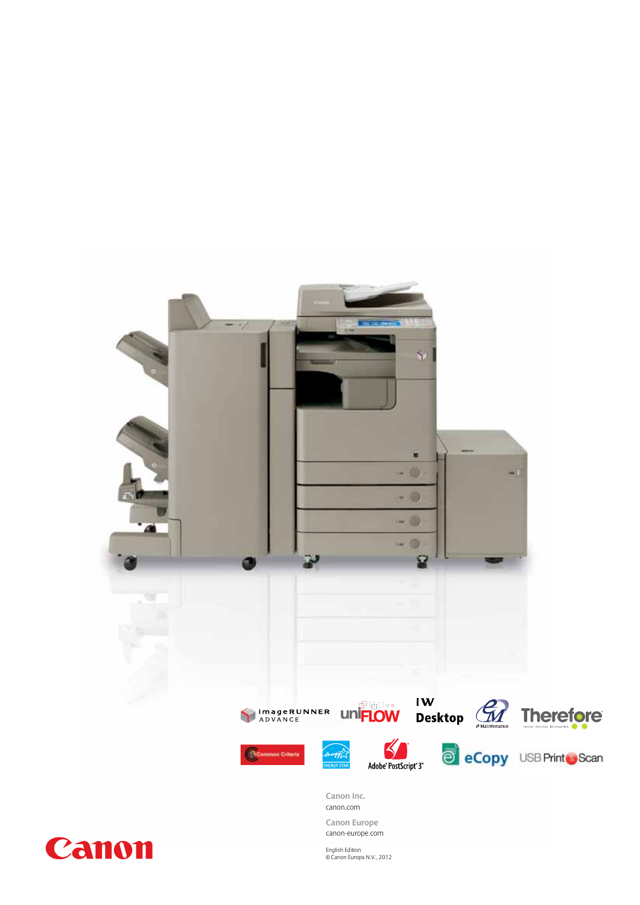Canon Inc.
canon.com

Canon Europe
canon-europe.com

English Edition
© Canon Europa N.V., 2012